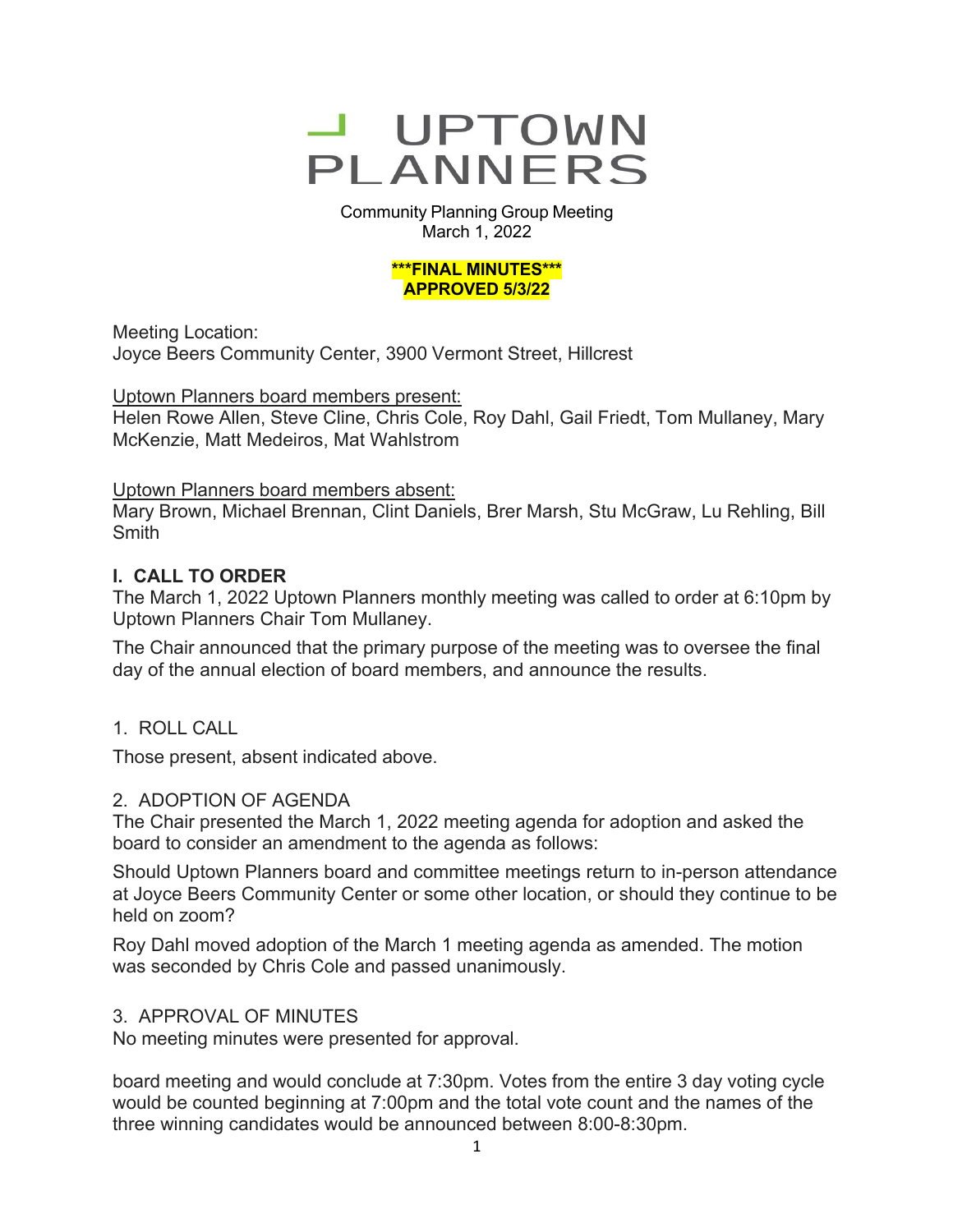# UPTOWN PLANNERS

Community Planning Group Meeting
March 1, 2022

**\*\*\*FINAL MINUTES\*\*\***
**APPROVED 5/3/22**

Meeting Location:
Joyce Beers Community Center, 3900 Vermont Street, Hillcrest

Uptown Planners board members present:
Helen Rowe Allen, Steve Cline, Chris Cole, Roy Dahl, Gail Friedt, Tom Mullaney, Mary McKenzie, Matt Medeiros, Mat Wahlstrom

Uptown Planners board members absent:
Mary Brown, Michael Brennan, Clint Daniels, Brer Marsh, Stu McGraw, Lu Rehling, Bill Smith

## I. CALL TO ORDER

The March 1, 2022 Uptown Planners monthly meeting was called to order at 6:10pm by Uptown Planners Chair Tom Mullaney.

The Chair announced that the primary purpose of the meeting was to oversee the final day of the annual election of board members, and announce the results.

1. ROLL CALL

Those present, absent indicated above.

2. ADOPTION OF AGENDA

The Chair presented the March 1, 2022 meeting agenda for adoption and asked the board to consider an amendment to the agenda as follows:

Should Uptown Planners board and committee meetings return to in-person attendance at Joyce Beers Community Center or some other location, or should they continue to be held on zoom?

Roy Dahl moved adoption of the March 1 meeting agenda as amended. The motion was seconded by Chris Cole and passed unanimously.

3. APPROVAL OF MINUTES

No meeting minutes were presented for approval.

board meeting and would conclude at 7:30pm. Votes from the entire 3 day voting cycle would be counted beginning at 7:00pm and the total vote count and the names of the three winning candidates would be announced between 8:00-8:30pm.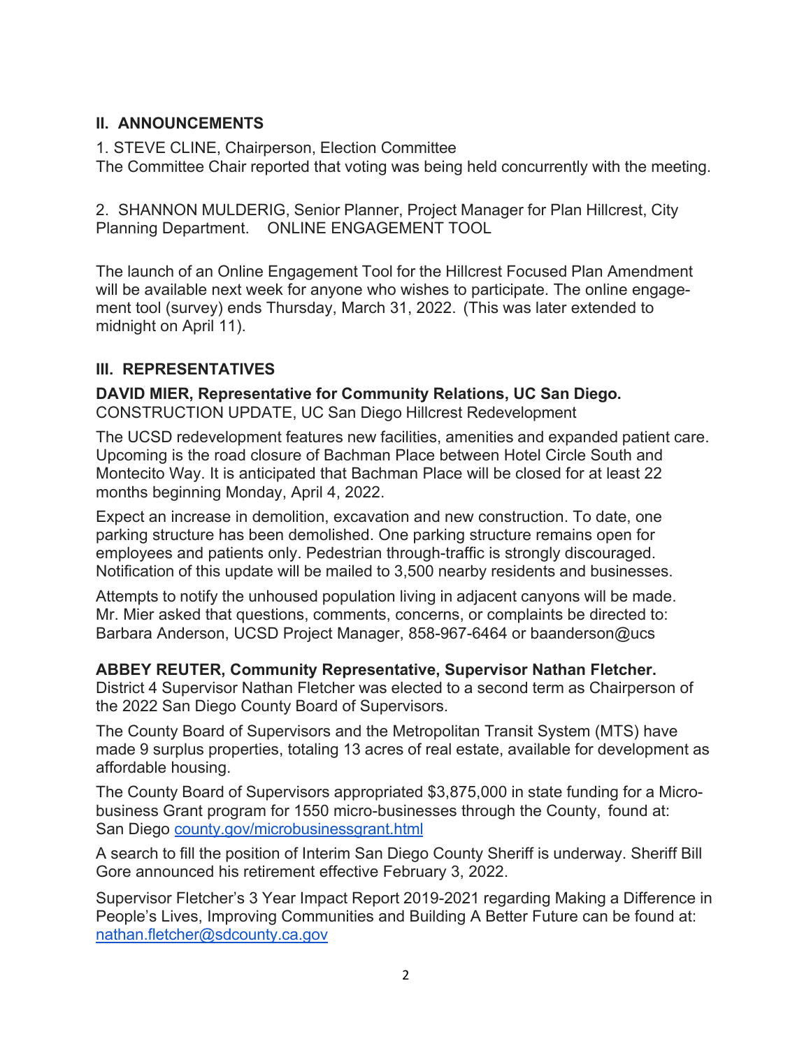## II. ANNOUNCEMENTS

1. STEVE CLINE, Chairperson, Election Committee
The Committee Chair reported that voting was being held concurrently with the meeting.

2. SHANNON MULDERIG, Senior Planner, Project Manager for Plan Hillcrest, City Planning Department. ONLINE ENGAGEMENT TOOL

The launch of an Online Engagement Tool for the Hillcrest Focused Plan Amendment will be available next week for anyone who wishes to participate. The online engagement tool (survey) ends Thursday, March 31, 2022. (This was later extended to midnight on April 11).

## III. REPRESENTATIVES

**DAVID MIER, Representative for Community Relations, UC San Diego.**
CONSTRUCTION UPDATE, UC San Diego Hillcrest Redevelopment

The UCSD redevelopment features new facilities, amenities and expanded patient care. Upcoming is the road closure of Bachman Place between Hotel Circle South and Montecito Way. It is anticipated that Bachman Place will be closed for at least 22 months beginning Monday, April 4, 2022.

Expect an increase in demolition, excavation and new construction. To date, one parking structure has been demolished. One parking structure remains open for employees and patients only. Pedestrian through-traffic is strongly discouraged. Notification of this update will be mailed to 3,500 nearby residents and businesses.

Attempts to notify the unhoused population living in adjacent canyons will be made. Mr. Mier asked that questions, comments, concerns, or complaints be directed to: Barbara Anderson, UCSD Project Manager, 858-967-6464 or baanderson@ucs

**ABBEY REUTER, Community Representative, Supervisor Nathan Fletcher.**
District 4 Supervisor Nathan Fletcher was elected to a second term as Chairperson of the 2022 San Diego County Board of Supervisors.

The County Board of Supervisors and the Metropolitan Transit System (MTS) have made 9 surplus properties, totaling 13 acres of real estate, available for development as affordable housing.

The County Board of Supervisors appropriated $3,875,000 in state funding for a Micro-business Grant program for 1550 micro-businesses through the County, found at: San Diego [county.gov/microbusinessgrant.html](county.gov/microbusinessgrant.html)

A search to fill the position of Interim San Diego County Sheriff is underway. Sheriff Bill Gore announced his retirement effective February 3, 2022.

Supervisor Fletcher's 3 Year Impact Report 2019-2021 regarding Making a Difference in People's Lives, Improving Communities and Building A Better Future can be found at: [nathan.fletcher@sdcounty.ca.gov](mailto:nathan.fletcher@sdcounty.ca.gov)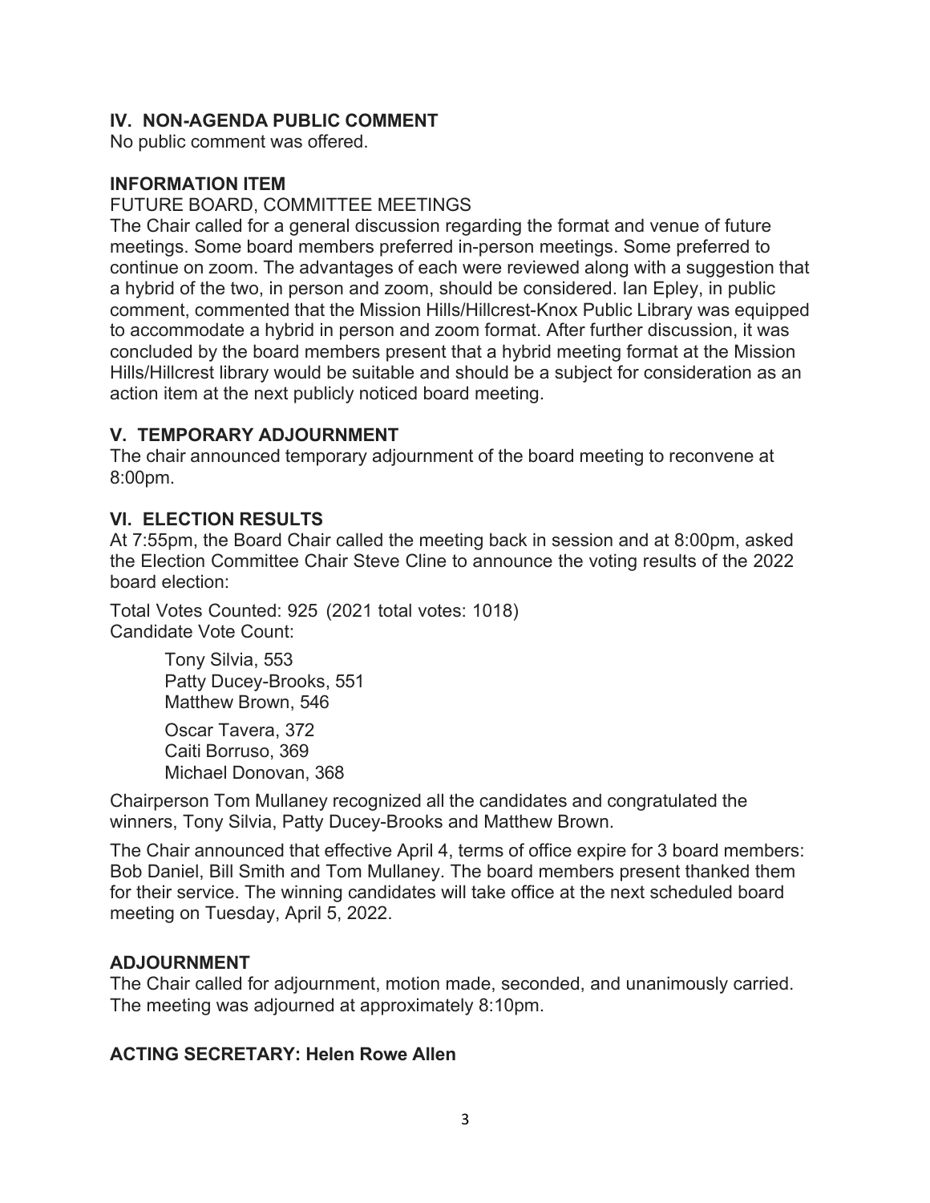## IV. NON-AGENDA PUBLIC COMMENT

No public comment was offered.

## INFORMATION ITEM

FUTURE BOARD, COMMITTEE MEETINGS

The Chair called for a general discussion regarding the format and venue of future meetings. Some board members preferred in-person meetings. Some preferred to continue on zoom. The advantages of each were reviewed along with a suggestion that a hybrid of the two, in person and zoom, should be considered. Ian Epley, in public comment, commented that the Mission Hills/Hillcrest-Knox Public Library was equipped to accommodate a hybrid in person and zoom format. After further discussion, it was concluded by the board members present that a hybrid meeting format at the Mission Hills/Hillcrest library would be suitable and should be a subject for consideration as an action item at the next publicly noticed board meeting.

## V. TEMPORARY ADJOURNMENT

The chair announced temporary adjournment of the board meeting to reconvene at 8:00pm.

## VI. ELECTION RESULTS

At 7:55pm, the Board Chair called the meeting back in session and at 8:00pm, asked the Election Committee Chair Steve Cline to announce the voting results of the 2022 board election:

Total Votes Counted: 925 (2021 total votes: 1018)
Candidate Vote Count:

Tony Silvia, 553
Patty Ducey-Brooks, 551
Matthew Brown, 546

Oscar Tavera, 372
Caiti Borruso, 369
Michael Donovan, 368

Chairperson Tom Mullaney recognized all the candidates and congratulated the winners, Tony Silvia, Patty Ducey-Brooks and Matthew Brown.

The Chair announced that effective April 4, terms of office expire for 3 board members: Bob Daniel, Bill Smith and Tom Mullaney. The board members present thanked them for their service. The winning candidates will take office at the next scheduled board meeting on Tuesday, April 5, 2022.

## ADJOURNMENT

The Chair called for adjournment, motion made, seconded, and unanimously carried. The meeting was adjourned at approximately 8:10pm.

**ACTING SECRETARY: Helen Rowe Allen**